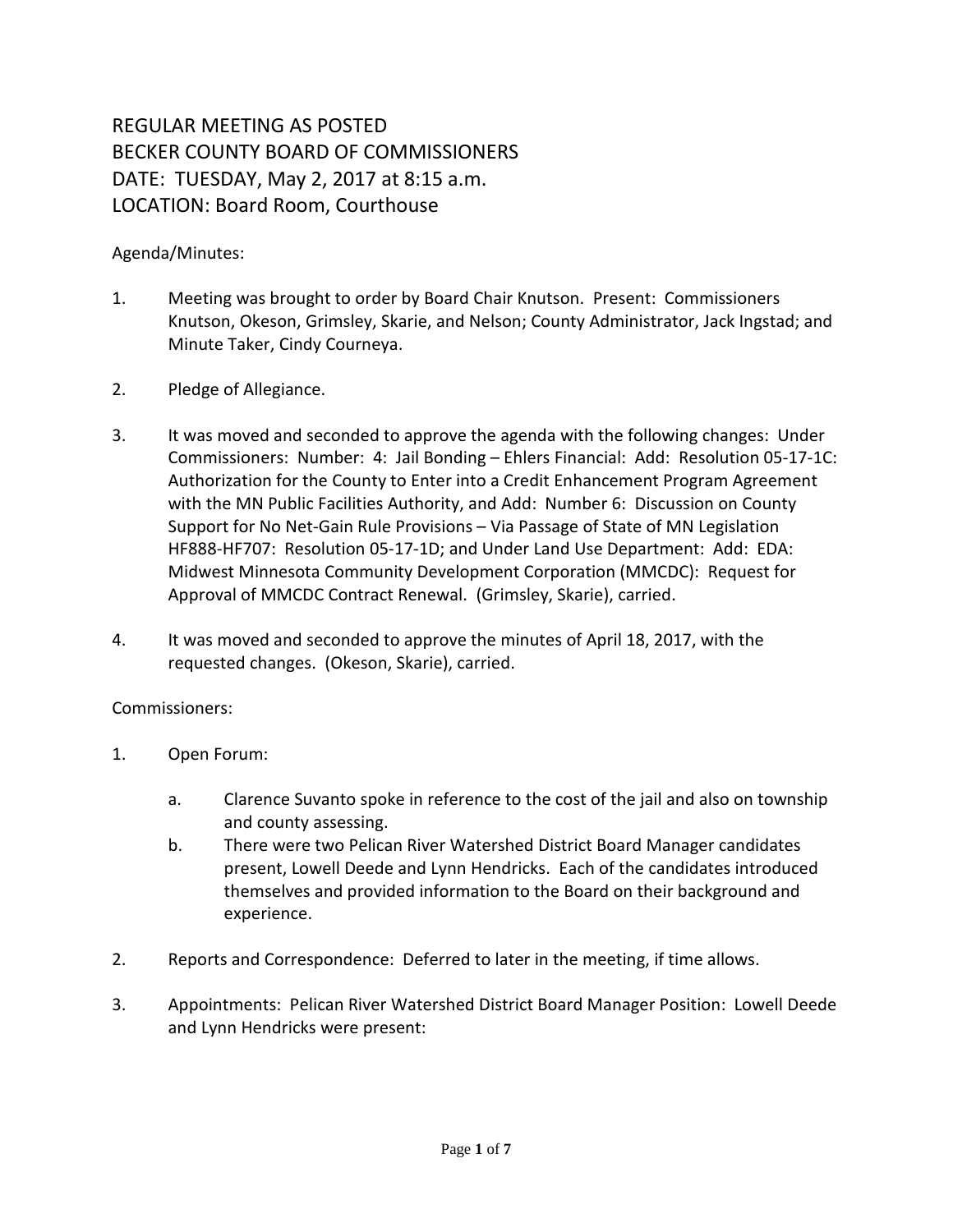# REGULAR MEETING AS POSTED
# BECKER COUNTY BOARD OF COMMISSIONERS
# DATE: TUESDAY, May 2, 2017 at 8:15 a.m.
# LOCATION: Board Room, Courthouse

Agenda/Minutes:

1. Meeting was brought to order by Board Chair Knutson. Present: Commissioners Knutson, Okeson, Grimsley, Skarie, and Nelson; County Administrator, Jack Ingstad; and Minute Taker, Cindy Courneya.

2. Pledge of Allegiance.

3. It was moved and seconded to approve the agenda with the following changes: Under Commissioners: Number: 4: Jail Bonding – Ehlers Financial: Add: Resolution 05-17-1C: Authorization for the County to Enter into a Credit Enhancement Program Agreement with the MN Public Facilities Authority, and Add: Number 6: Discussion on County Support for No Net-Gain Rule Provisions – Via Passage of State of MN Legislation HF888-HF707: Resolution 05-17-1D; and Under Land Use Department: Add: EDA: Midwest Minnesota Community Development Corporation (MMCDC): Request for Approval of MMCDC Contract Renewal. (Grimsley, Skarie), carried.

4. It was moved and seconded to approve the minutes of April 18, 2017, with the requested changes. (Okeson, Skarie), carried.

Commissioners:

1. Open Forum:

    a. Clarence Suvanto spoke in reference to the cost of the jail and also on township and county assessing.

    b. There were two Pelican River Watershed District Board Manager candidates present, Lowell Deede and Lynn Hendricks. Each of the candidates introduced themselves and provided information to the Board on their background and experience.

2. Reports and Correspondence: Deferred to later in the meeting, if time allows.

3. Appointments: Pelican River Watershed District Board Manager Position: Lowell Deede and Lynn Hendricks were present: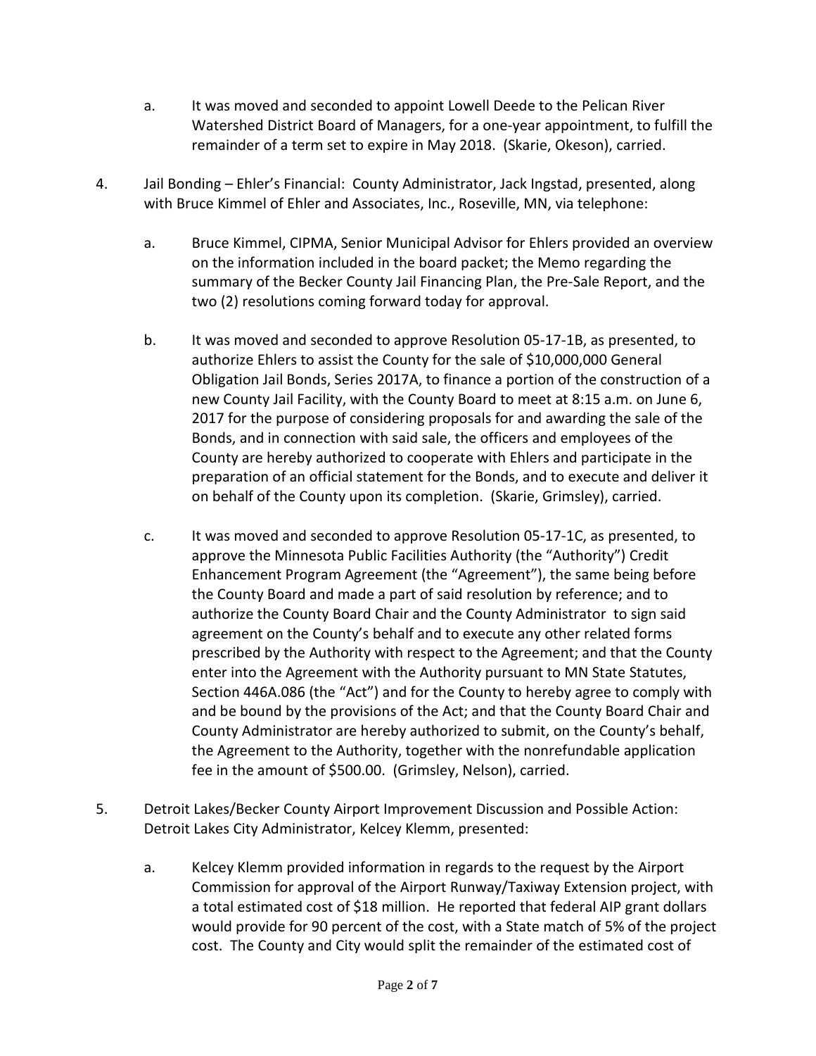a. It was moved and seconded to appoint Lowell Deede to the Pelican River Watershed District Board of Managers, for a one-year appointment, to fulfill the remainder of a term set to expire in May 2018. (Skarie, Okeson), carried.

4. Jail Bonding – Ehler's Financial: County Administrator, Jack Ingstad, presented, along with Bruce Kimmel of Ehler and Associates, Inc., Roseville, MN, via telephone:

   a. Bruce Kimmel, CIPMA, Senior Municipal Advisor for Ehlers provided an overview on the information included in the board packet; the Memo regarding the summary of the Becker County Jail Financing Plan, the Pre-Sale Report, and the two (2) resolutions coming forward today for approval.

   b. It was moved and seconded to approve Resolution 05-17-1B, as presented, to authorize Ehlers to assist the County for the sale of $10,000,000 General Obligation Jail Bonds, Series 2017A, to finance a portion of the construction of a new County Jail Facility, with the County Board to meet at 8:15 a.m. on June 6, 2017 for the purpose of considering proposals for and awarding the sale of the Bonds, and in connection with said sale, the officers and employees of the County are hereby authorized to cooperate with Ehlers and participate in the preparation of an official statement for the Bonds, and to execute and deliver it on behalf of the County upon its completion. (Skarie, Grimsley), carried.

   c. It was moved and seconded to approve Resolution 05-17-1C, as presented, to approve the Minnesota Public Facilities Authority (the "Authority") Credit Enhancement Program Agreement (the "Agreement"), the same being before the County Board and made a part of said resolution by reference; and to authorize the County Board Chair and the County Administrator to sign said agreement on the County's behalf and to execute any other related forms prescribed by the Authority with respect to the Agreement; and that the County enter into the Agreement with the Authority pursuant to MN State Statutes, Section 446A.086 (the "Act") and for the County to hereby agree to comply with and be bound by the provisions of the Act; and that the County Board Chair and County Administrator are hereby authorized to submit, on the County's behalf, the Agreement to the Authority, together with the nonrefundable application fee in the amount of $500.00. (Grimsley, Nelson), carried.

5. Detroit Lakes/Becker County Airport Improvement Discussion and Possible Action: Detroit Lakes City Administrator, Kelcey Klemm, presented:

   a. Kelcey Klemm provided information in regards to the request by the Airport Commission for approval of the Airport Runway/Taxiway Extension project, with a total estimated cost of $18 million. He reported that federal AIP grant dollars would provide for 90 percent of the cost, with a State match of 5% of the project cost. The County and City would split the remainder of the estimated cost of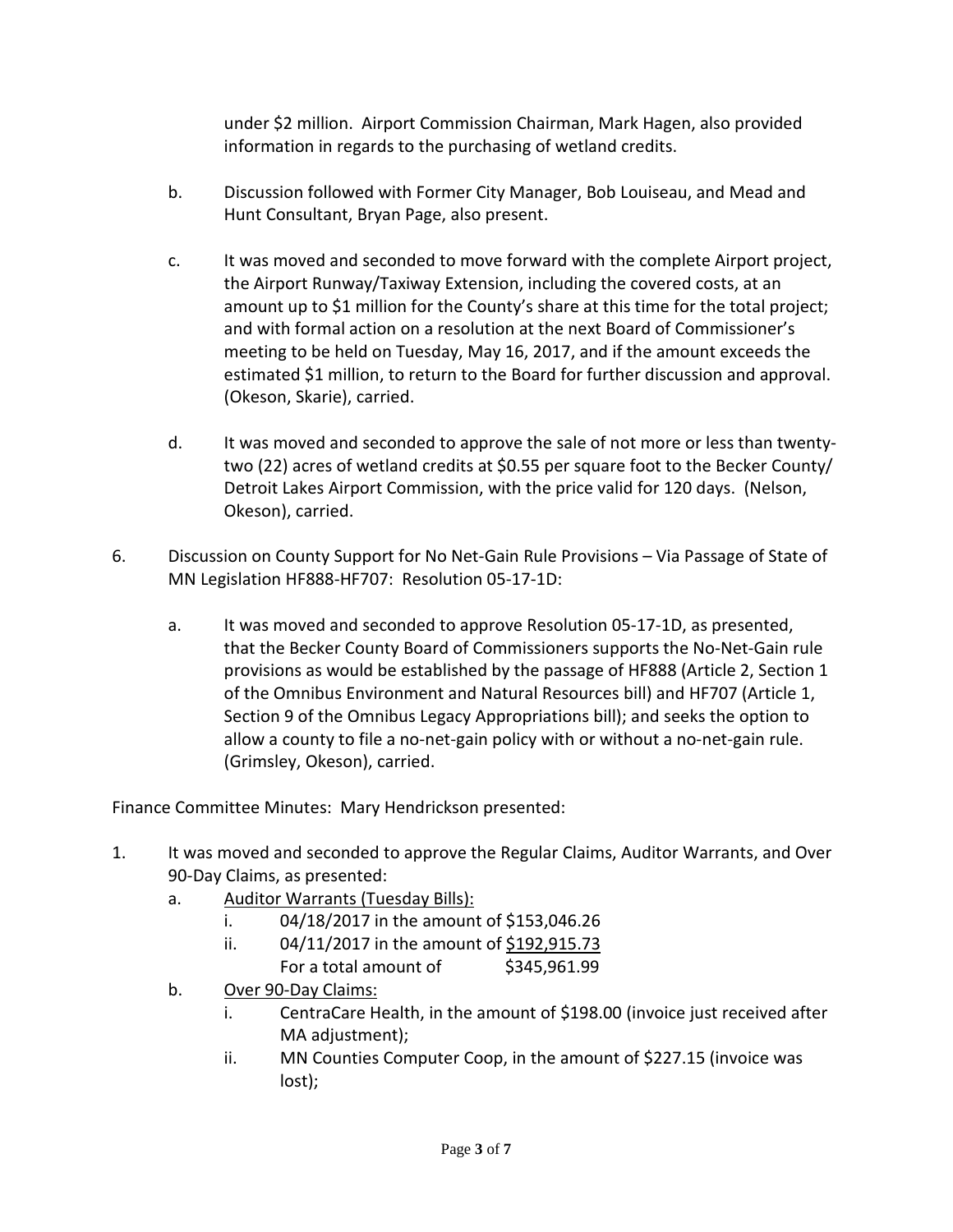under $2 million. Airport Commission Chairman, Mark Hagen, also provided information in regards to the purchasing of wetland credits.

b. Discussion followed with Former City Manager, Bob Louiseau, and Mead and Hunt Consultant, Bryan Page, also present.

c. It was moved and seconded to move forward with the complete Airport project, the Airport Runway/Taxiway Extension, including the covered costs, at an amount up to $1 million for the County's share at this time for the total project; and with formal action on a resolution at the next Board of Commissioner's meeting to be held on Tuesday, May 16, 2017, and if the amount exceeds the estimated $1 million, to return to the Board for further discussion and approval. (Okeson, Skarie), carried.

d. It was moved and seconded to approve the sale of not more or less than twenty-two (22) acres of wetland credits at $0.55 per square foot to the Becker County/ Detroit Lakes Airport Commission, with the price valid for 120 days. (Nelson, Okeson), carried.

6. Discussion on County Support for No Net-Gain Rule Provisions – Via Passage of State of MN Legislation HF888-HF707: Resolution 05-17-1D:

   a. It was moved and seconded to approve Resolution 05-17-1D, as presented, that the Becker County Board of Commissioners supports the No-Net-Gain rule provisions as would be established by the passage of HF888 (Article 2, Section 1 of the Omnibus Environment and Natural Resources bill) and HF707 (Article 1, Section 9 of the Omnibus Legacy Appropriations bill); and seeks the option to allow a county to file a no-net-gain policy with or without a no-net-gain rule. (Grimsley, Okeson), carried.

Finance Committee Minutes: Mary Hendrickson presented:

1. It was moved and seconded to approve the Regular Claims, Auditor Warrants, and Over 90-Day Claims, as presented:
   a. Auditor Warrants (Tuesday Bills):
      i. 04/18/2017 in the amount of $153,046.26
      ii. 04/11/2017 in the amount of $192,915.73
      For a total amount of $345,961.99
   b. Over 90-Day Claims:
      i. CentraCare Health, in the amount of $198.00 (invoice just received after MA adjustment);
      ii. MN Counties Computer Coop, in the amount of $227.15 (invoice was lost);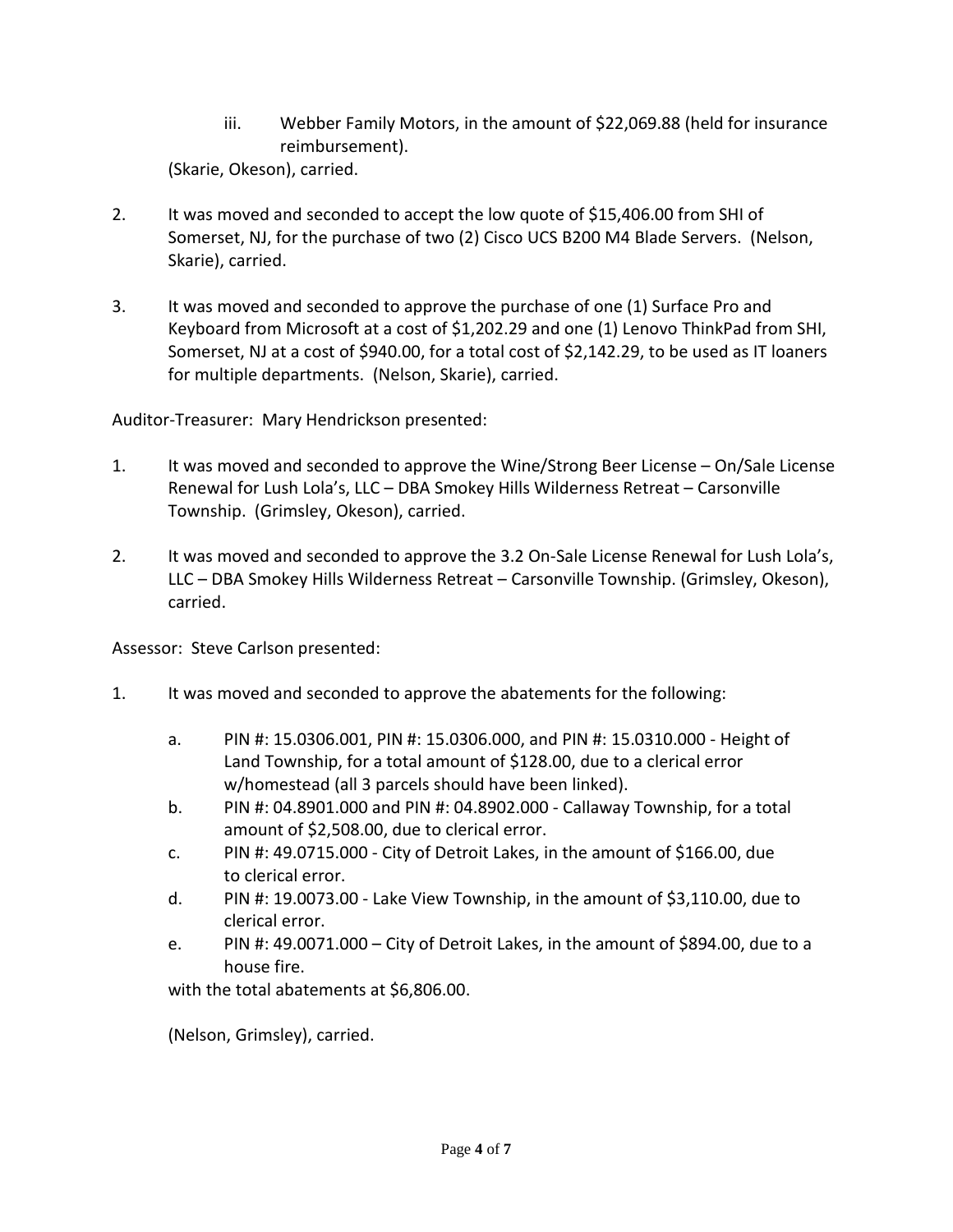iii. Webber Family Motors, in the amount of $22,069.88 (held for insurance reimbursement).

(Skarie, Okeson), carried.

2. It was moved and seconded to accept the low quote of $15,406.00 from SHI of Somerset, NJ, for the purchase of two (2) Cisco UCS B200 M4 Blade Servers. (Nelson, Skarie), carried.

3. It was moved and seconded to approve the purchase of one (1) Surface Pro and Keyboard from Microsoft at a cost of $1,202.29 and one (1) Lenovo ThinkPad from SHI, Somerset, NJ at a cost of $940.00, for a total cost of $2,142.29, to be used as IT loaners for multiple departments. (Nelson, Skarie), carried.

Auditor-Treasurer: Mary Hendrickson presented:

1. It was moved and seconded to approve the Wine/Strong Beer License – On/Sale License Renewal for Lush Lola's, LLC – DBA Smokey Hills Wilderness Retreat – Carsonville Township. (Grimsley, Okeson), carried.

2. It was moved and seconded to approve the 3.2 On-Sale License Renewal for Lush Lola's, LLC – DBA Smokey Hills Wilderness Retreat – Carsonville Township. (Grimsley, Okeson), carried.

Assessor: Steve Carlson presented:

1. It was moved and seconded to approve the abatements for the following:

    a. PIN #: 15.0306.001, PIN #: 15.0306.000, and PIN #: 15.0310.000 - Height of Land Township, for a total amount of $128.00, due to a clerical error w/homestead (all 3 parcels should have been linked).
    b. PIN #: 04.8901.000 and PIN #: 04.8902.000 - Callaway Township, for a total amount of $2,508.00, due to clerical error.
    c. PIN #: 49.0715.000 - City of Detroit Lakes, in the amount of $166.00, due to clerical error.
    d. PIN #: 19.0073.00 - Lake View Township, in the amount of $3,110.00, due to clerical error.
    e. PIN #: 49.0071.000 – City of Detroit Lakes, in the amount of $894.00, due to a house fire.

    with the total abatements at $6,806.00.

    (Nelson, Grimsley), carried.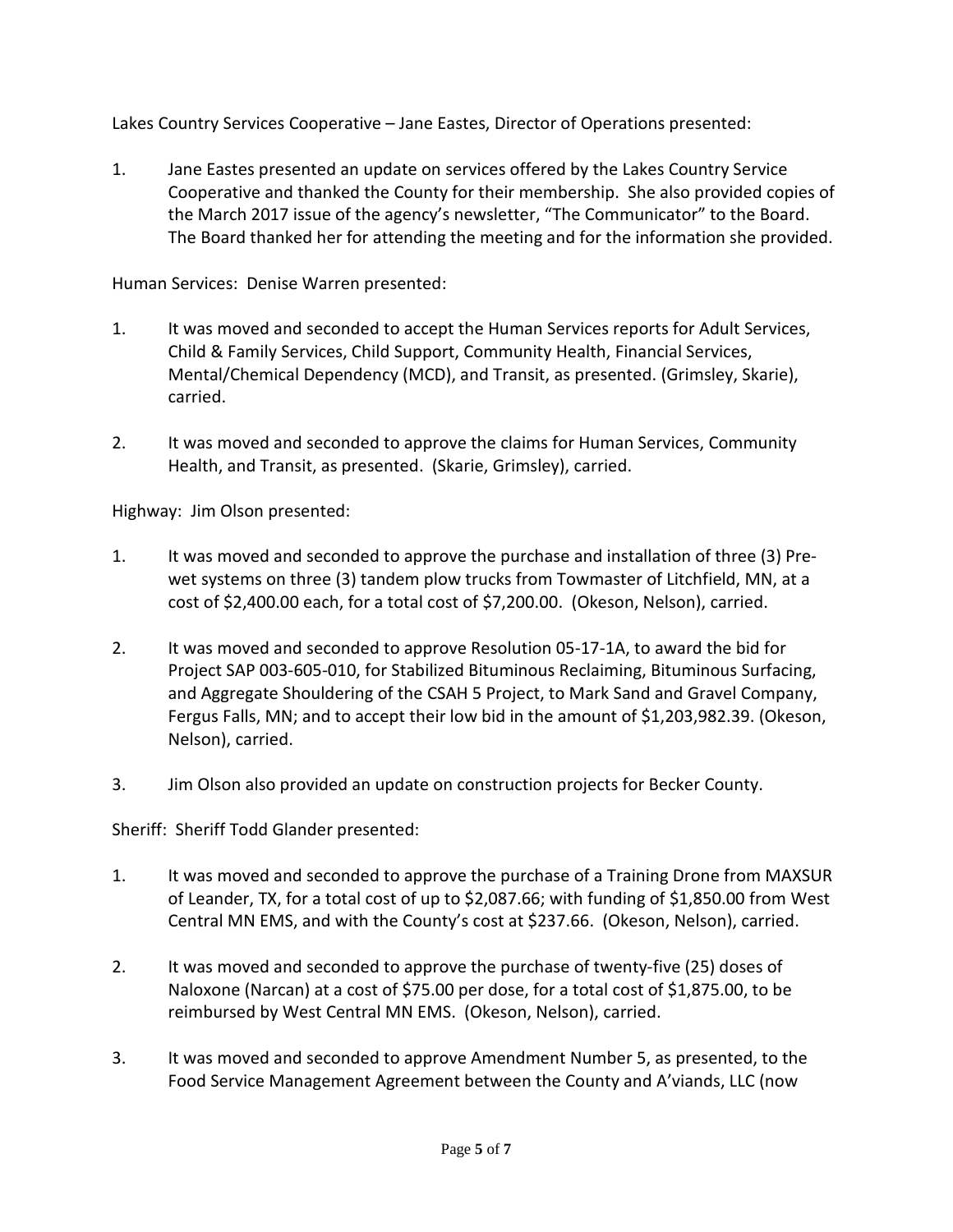Lakes Country Services Cooperative – Jane Eastes, Director of Operations presented:

1. Jane Eastes presented an update on services offered by the Lakes Country Service Cooperative and thanked the County for their membership. She also provided copies of the March 2017 issue of the agency's newsletter, "The Communicator" to the Board. The Board thanked her for attending the meeting and for the information she provided.

Human Services: Denise Warren presented:

1. It was moved and seconded to accept the Human Services reports for Adult Services, Child & Family Services, Child Support, Community Health, Financial Services, Mental/Chemical Dependency (MCD), and Transit, as presented. (Grimsley, Skarie), carried.

2. It was moved and seconded to approve the claims for Human Services, Community Health, and Transit, as presented. (Skarie, Grimsley), carried.

Highway: Jim Olson presented:

1. It was moved and seconded to approve the purchase and installation of three (3) Pre-wet systems on three (3) tandem plow trucks from Towmaster of Litchfield, MN, at a cost of $2,400.00 each, for a total cost of $7,200.00. (Okeson, Nelson), carried.

2. It was moved and seconded to approve Resolution 05-17-1A, to award the bid for Project SAP 003-605-010, for Stabilized Bituminous Reclaiming, Bituminous Surfacing, and Aggregate Shouldering of the CSAH 5 Project, to Mark Sand and Gravel Company, Fergus Falls, MN; and to accept their low bid in the amount of $1,203,982.39. (Okeson, Nelson), carried.

3. Jim Olson also provided an update on construction projects for Becker County.

Sheriff: Sheriff Todd Glander presented:

1. It was moved and seconded to approve the purchase of a Training Drone from MAXSUR of Leander, TX, for a total cost of up to $2,087.66; with funding of $1,850.00 from West Central MN EMS, and with the County's cost at $237.66. (Okeson, Nelson), carried.

2. It was moved and seconded to approve the purchase of twenty-five (25) doses of Naloxone (Narcan) at a cost of $75.00 per dose, for a total cost of $1,875.00, to be reimbursed by West Central MN EMS. (Okeson, Nelson), carried.

3. It was moved and seconded to approve Amendment Number 5, as presented, to the Food Service Management Agreement between the County and A'viands, LLC (now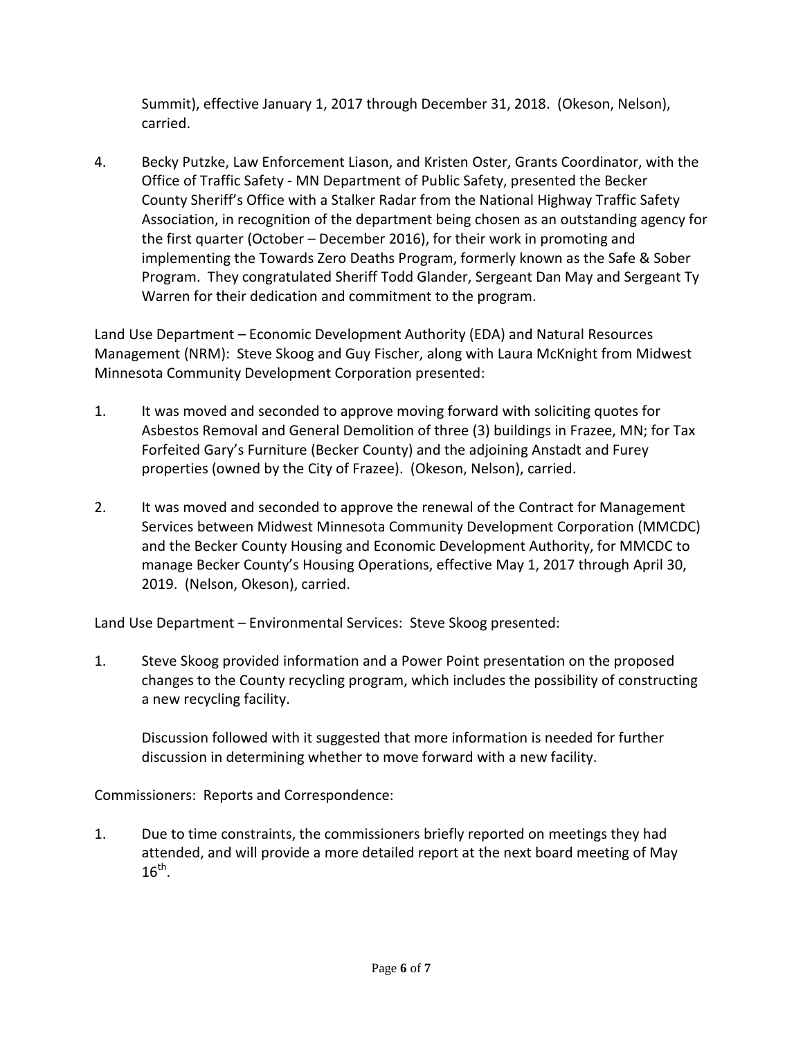Summit), effective January 1, 2017 through December 31, 2018. (Okeson, Nelson), carried.

4. Becky Putzke, Law Enforcement Liason, and Kristen Oster, Grants Coordinator, with the Office of Traffic Safety - MN Department of Public Safety, presented the Becker County Sheriff's Office with a Stalker Radar from the National Highway Traffic Safety Association, in recognition of the department being chosen as an outstanding agency for the first quarter (October – December 2016), for their work in promoting and implementing the Towards Zero Deaths Program, formerly known as the Safe & Sober Program. They congratulated Sheriff Todd Glander, Sergeant Dan May and Sergeant Ty Warren for their dedication and commitment to the program.

Land Use Department – Economic Development Authority (EDA) and Natural Resources Management (NRM): Steve Skoog and Guy Fischer, along with Laura McKnight from Midwest Minnesota Community Development Corporation presented:

1. It was moved and seconded to approve moving forward with soliciting quotes for Asbestos Removal and General Demolition of three (3) buildings in Frazee, MN; for Tax Forfeited Gary's Furniture (Becker County) and the adjoining Anstadt and Furey properties (owned by the City of Frazee). (Okeson, Nelson), carried.

2. It was moved and seconded to approve the renewal of the Contract for Management Services between Midwest Minnesota Community Development Corporation (MMCDC) and the Becker County Housing and Economic Development Authority, for MMCDC to manage Becker County's Housing Operations, effective May 1, 2017 through April 30, 2019. (Nelson, Okeson), carried.

Land Use Department – Environmental Services: Steve Skoog presented:

1. Steve Skoog provided information and a Power Point presentation on the proposed changes to the County recycling program, which includes the possibility of constructing a new recycling facility.

   Discussion followed with it suggested that more information is needed for further discussion in determining whether to move forward with a new facility.

Commissioners: Reports and Correspondence:

1. Due to time constraints, the commissioners briefly reported on meetings they had attended, and will provide a more detailed report at the next board meeting of May 16th.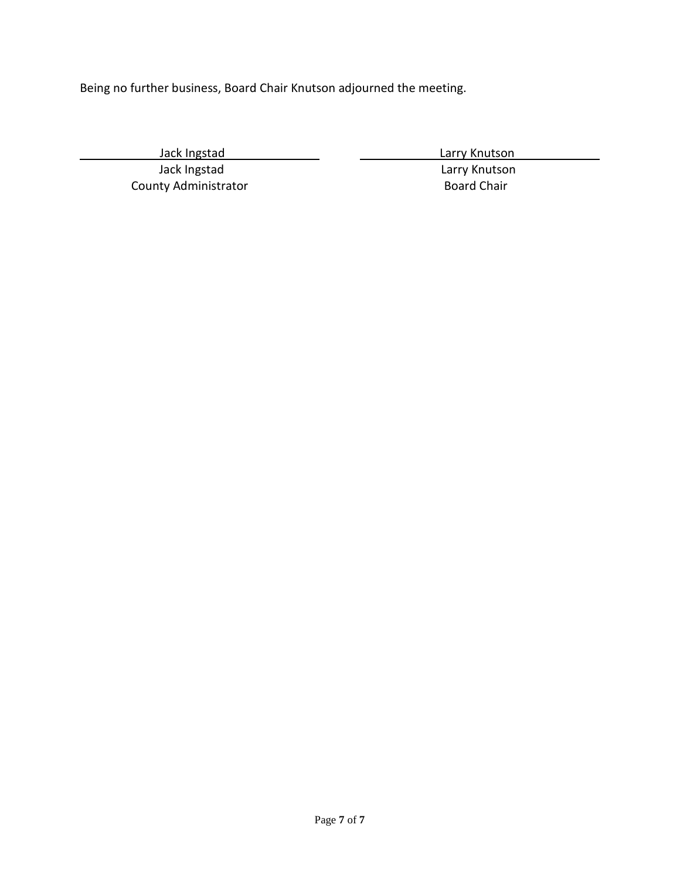Being no further business, Board Chair Knutson adjourned the meeting.

| | |
|---|---|
| Jack Ingstad | Larry Knutson |
| Jack Ingstad | Larry Knutson |
| County Administrator | Board Chair |